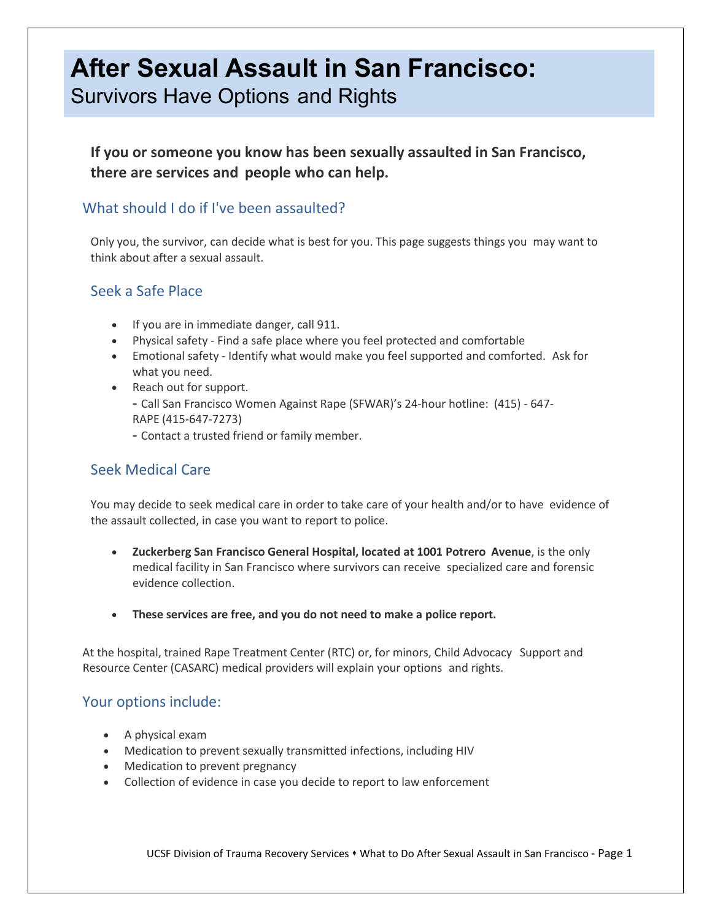# After Sexual Assault in San Francisco:

## Survivors Have Options and Rights

**If you or someone you know has been sexually assaulted in San Francisco, there are services and people who can help.**

## What should I do if I've been assaulted?

Only you, the survivor, can decide what is best for you. This page suggests things you may want to think about after a sexual assault.

### Seek a Safe Place

- If you are in immediate danger, call 911.
- Physical safety - Find a safe place where you feel protected and comfortable
- Emotional safety - Identify what would make you feel supported and comforted. Ask for what you need.
- Reach out for support.
  - Call San Francisco Women Against Rape (SFWAR)'s 24-hour hotline: (415) - 647-RAPE (415-647-7273)
  - Contact a trusted friend or family member.

### Seek Medical Care

You may decide to seek medical care in order to take care of your health and/or to have evidence of the assault collected, in case you want to report to police.

- **Zuckerberg San Francisco General Hospital, located at 1001 Potrero Avenue**, is the only medical facility in San Francisco where survivors can receive specialized care and forensic evidence collection.

- **These services are free, and you do not need to make a police report.**

At the hospital, trained Rape Treatment Center (RTC) or, for minors, Child Advocacy Support and Resource Center (CASARC) medical providers will explain your options and rights.

## Your options include:

- A physical exam
- Medication to prevent sexually transmitted infections, including HIV
- Medication to prevent pregnancy
- Collection of evidence in case you decide to report to law enforcement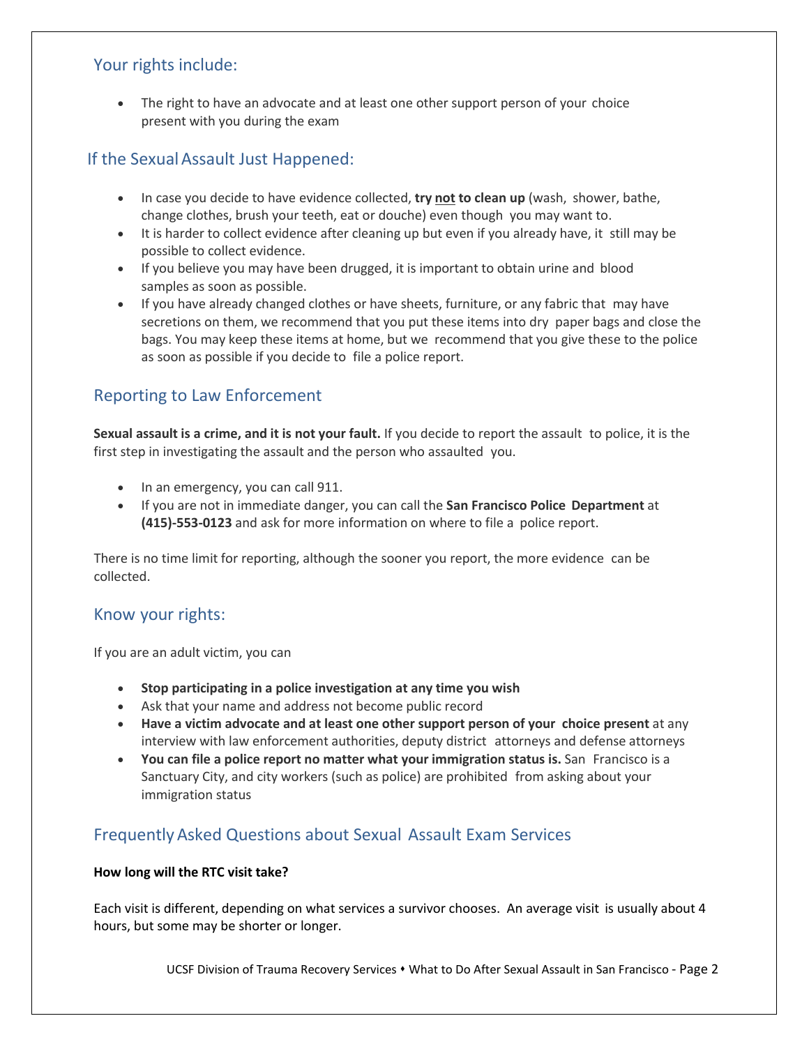## Your rights include:

- The right to have an advocate and at least one other support person of your choice present with you during the exam

## If the Sexual Assault Just Happened:

- In case you decide to have evidence collected, **try <u>not</u> to clean up** (wash, shower, bathe, change clothes, brush your teeth, eat or douche) even though you may want to.
- It is harder to collect evidence after cleaning up but even if you already have, it still may be possible to collect evidence.
- If you believe you may have been drugged, it is important to obtain urine and blood samples as soon as possible.
- If you have already changed clothes or have sheets, furniture, or any fabric that may have secretions on them, we recommend that you put these items into dry paper bags and close the bags. You may keep these items at home, but we recommend that you give these to the police as soon as possible if you decide to file a police report.

## Reporting to Law Enforcement

**Sexual assault is a crime, and it is not your fault.** If you decide to report the assault to police, it is the first step in investigating the assault and the person who assaulted you.

- In an emergency, you can call 911.
- If you are not in immediate danger, you can call the **San Francisco Police Department** at **(415)-553-0123** and ask for more information on where to file a police report.

There is no time limit for reporting, although the sooner you report, the more evidence can be collected.

## Know your rights:

If you are an adult victim, you can

- **Stop participating in a police investigation at any time you wish**
- Ask that your name and address not become public record
- **Have a victim advocate and at least one other support person of your choice present** at any interview with law enforcement authorities, deputy district attorneys and defense attorneys
- **You can file a police report no matter what your immigration status is.** San Francisco is a Sanctuary City, and city workers (such as police) are prohibited from asking about your immigration status

## Frequently Asked Questions about Sexual Assault Exam Services

**How long will the RTC visit take?**

Each visit is different, depending on what services a survivor chooses. An average visit is usually about 4 hours, but some may be shorter or longer.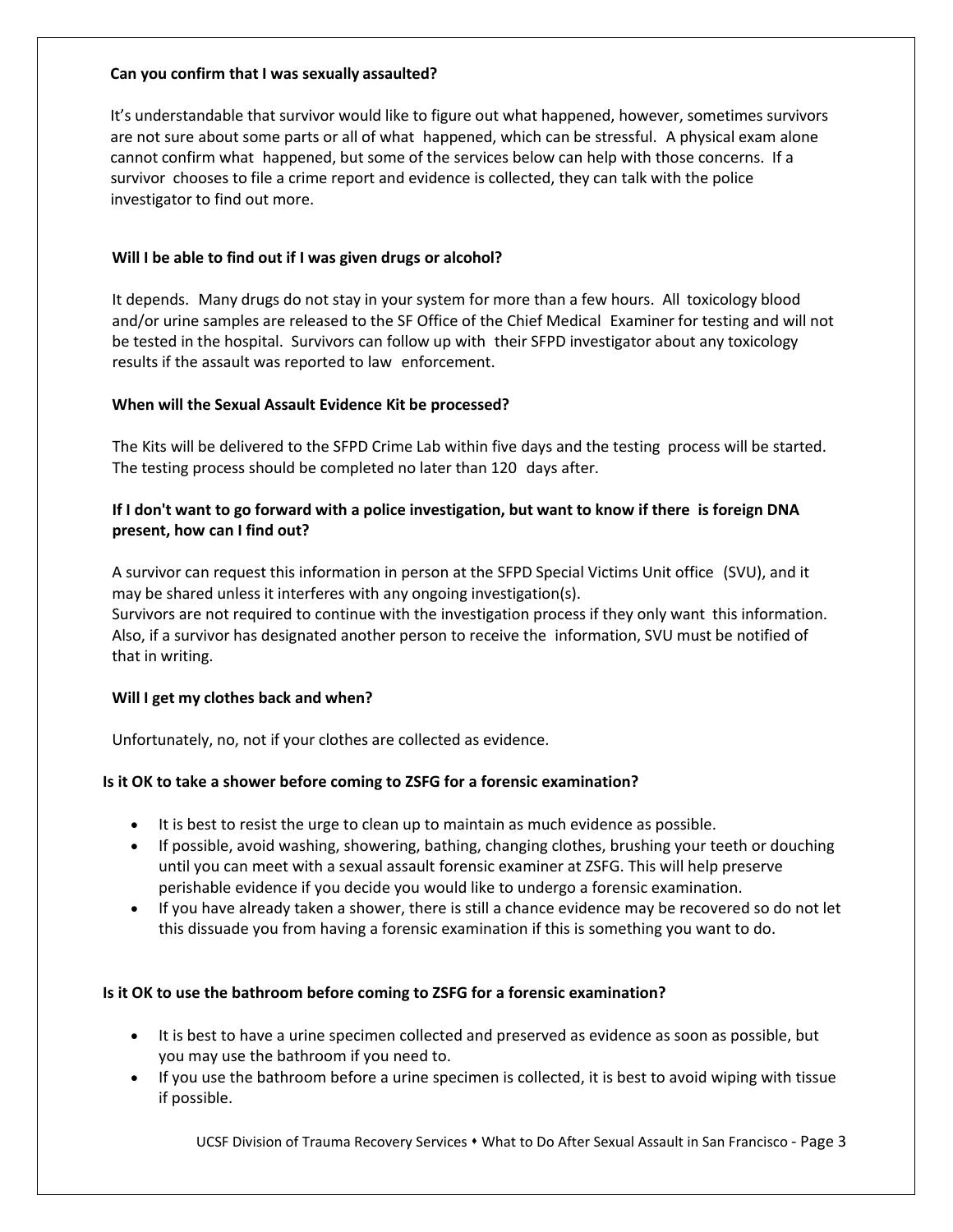**Can you confirm that I was sexually assaulted?**

It's understandable that survivor would like to figure out what happened, however, sometimes survivors are not sure about some parts or all of what happened, which can be stressful. A physical exam alone cannot confirm what happened, but some of the services below can help with those concerns. If a survivor chooses to file a crime report and evidence is collected, they can talk with the police investigator to find out more.

**Will I be able to find out if I was given drugs or alcohol?**

It depends. Many drugs do not stay in your system for more than a few hours. All toxicology blood and/or urine samples are released to the SF Office of the Chief Medical Examiner for testing and will not be tested in the hospital. Survivors can follow up with their SFPD investigator about any toxicology results if the assault was reported to law enforcement.

**When will the Sexual Assault Evidence Kit be processed?**

The Kits will be delivered to the SFPD Crime Lab within five days and the testing process will be started. The testing process should be completed no later than 120 days after.

**If I don't want to go forward with a police investigation, but want to know if there is foreign DNA present, how can I find out?**

A survivor can request this information in person at the SFPD Special Victims Unit office (SVU), and it may be shared unless it interferes with any ongoing investigation(s).
Survivors are not required to continue with the investigation process if they only want this information. Also, if a survivor has designated another person to receive the information, SVU must be notified of that in writing.

**Will I get my clothes back and when?**

Unfortunately, no, not if your clothes are collected as evidence.

**Is it OK to take a shower before coming to ZSFG for a forensic examination?**

- It is best to resist the urge to clean up to maintain as much evidence as possible.
- If possible, avoid washing, showering, bathing, changing clothes, brushing your teeth or douching until you can meet with a sexual assault forensic examiner at ZSFG. This will help preserve perishable evidence if you decide you would like to undergo a forensic examination.
- If you have already taken a shower, there is still a chance evidence may be recovered so do not let this dissuade you from having a forensic examination if this is something you want to do.

**Is it OK to use the bathroom before coming to ZSFG for a forensic examination?**

- It is best to have a urine specimen collected and preserved as evidence as soon as possible, but you may use the bathroom if you need to.
- If you use the bathroom before a urine specimen is collected, it is best to avoid wiping with tissue if possible.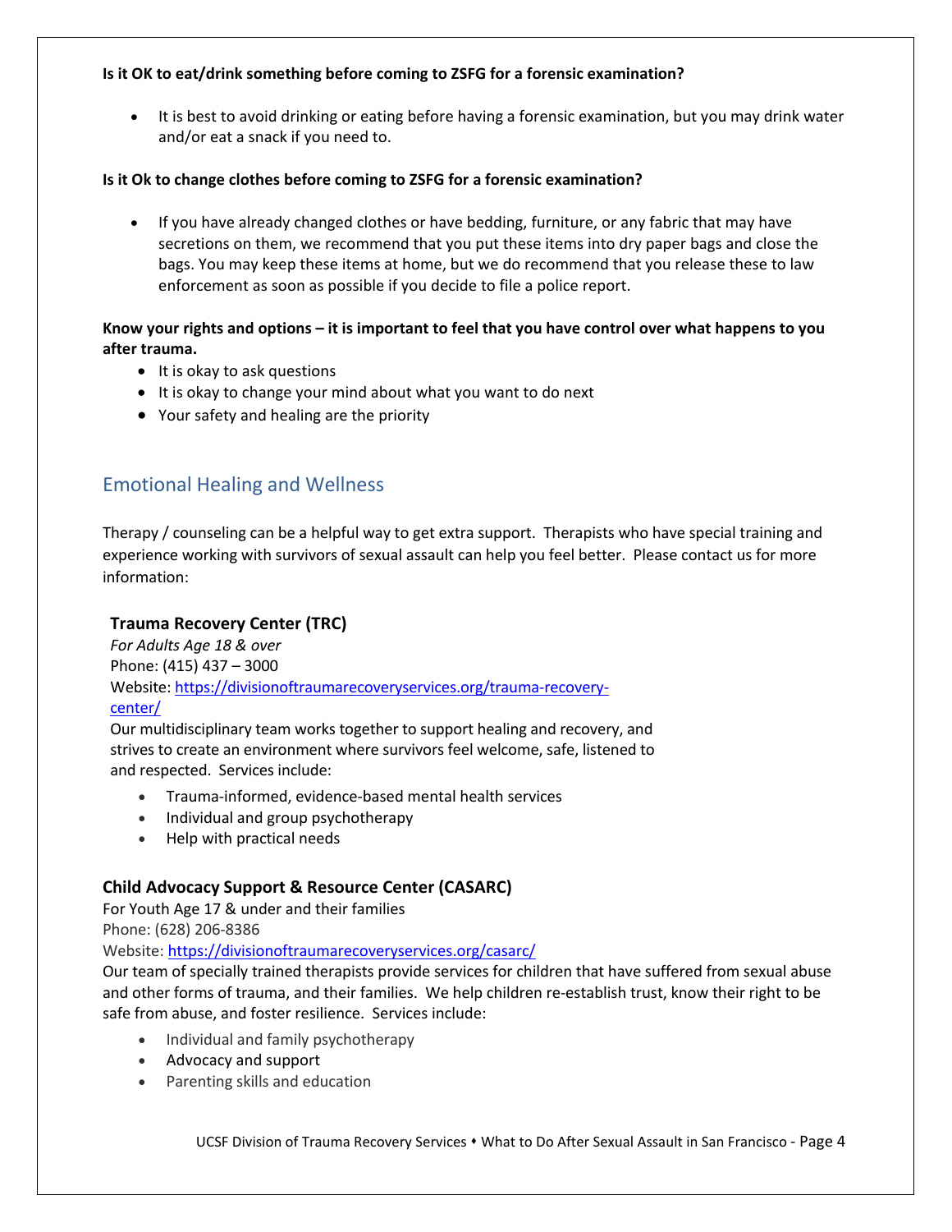**Is it OK to eat/drink something before coming to ZSFG for a forensic examination?**

- It is best to avoid drinking or eating before having a forensic examination, but you may drink water and/or eat a snack if you need to.

**Is it Ok to change clothes before coming to ZSFG for a forensic examination?**

- If you have already changed clothes or have bedding, furniture, or any fabric that may have secretions on them, we recommend that you put these items into dry paper bags and close the bags. You may keep these items at home, but we do recommend that you release these to law enforcement as soon as possible if you decide to file a police report.

**Know your rights and options – it is important to feel that you have control over what happens to you after trauma.**

- It is okay to ask questions
- It is okay to change your mind about what you want to do next
- Your safety and healing are the priority

## Emotional Healing and Wellness

Therapy / counseling can be a helpful way to get extra support. Therapists who have special training and experience working with survivors of sexual assault can help you feel better. Please contact us for more information:

### Trauma Recovery Center (TRC)

*For Adults Age 18 & over*
Phone: (415) 437 – 3000
Website: https://divisionoftraumarecoveryservices.org/trauma-recovery-center/
Our multidisciplinary team works together to support healing and recovery, and strives to create an environment where survivors feel welcome, safe, listened to and respected. Services include:

- Trauma-informed, evidence-based mental health services
- Individual and group psychotherapy
- Help with practical needs

### Child Advocacy Support & Resource Center (CASARC)

For Youth Age 17 & under and their families
Phone: (628) 206-8386
Website: https://divisionoftraumarecoveryservices.org/casarc/
Our team of specially trained therapists provide services for children that have suffered from sexual abuse and other forms of trauma, and their families. We help children re-establish trust, know their right to be safe from abuse, and foster resilience. Services include:

- Individual and family psychotherapy
- Advocacy and support
- Parenting skills and education